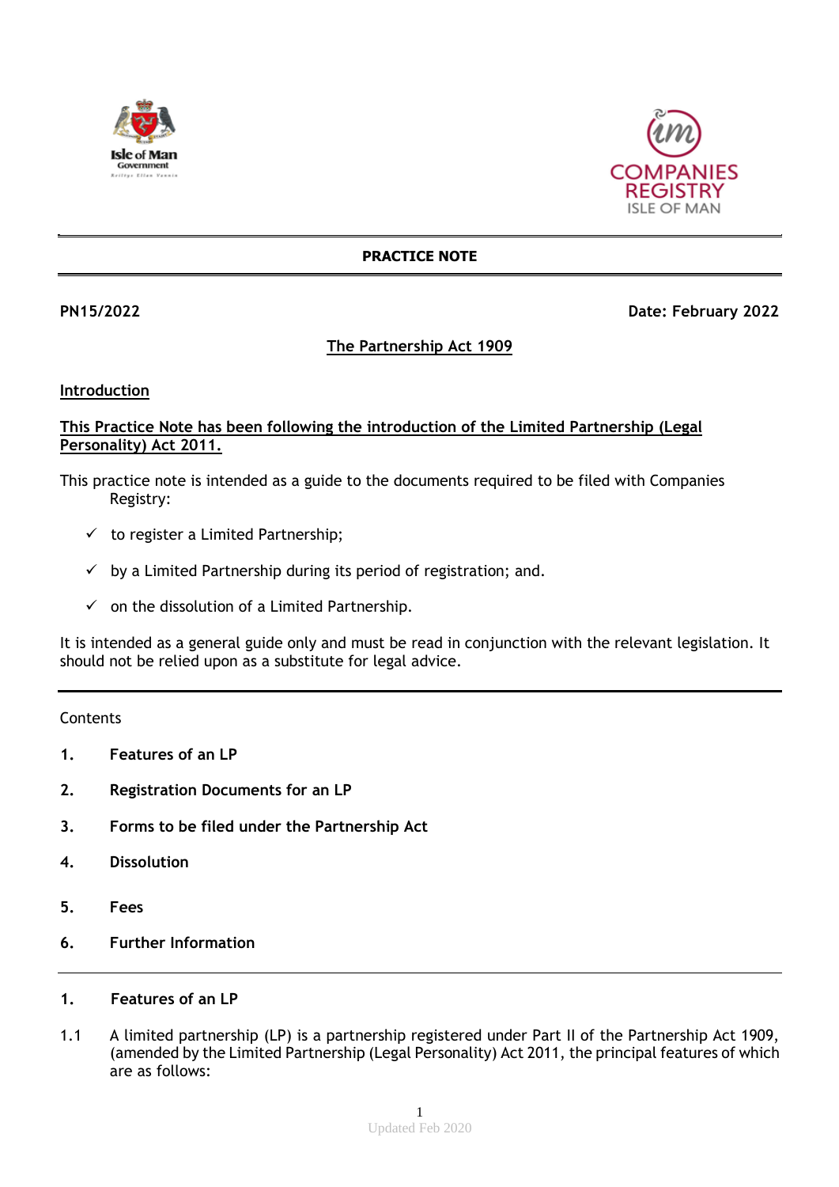**PRACTICE NOTE**

**PN15/2022** **Date: February 2022**

# The Partnership Act 1909

## Introduction

**This Practice Note has been following the introduction of the Limited Partnership (Legal Personality) Act 2011.**

This practice note is intended as a guide to the documents required to be filed with Companies Registry:

- ✓ to register a Limited Partnership;
- ✓ by a Limited Partnership during its period of registration; and.
- ✓ on the dissolution of a Limited Partnership.

It is intended as a general guide only and must be read in conjunction with the relevant legislation. It should not be relied upon as a substitute for legal advice.

---

Contents

1. **Features of an LP**
2. **Registration Documents for an LP**
3. **Forms to be filed under the Partnership Act**
4. **Dissolution**
5. **Fees**
6. **Further Information**

---

## 1. Features of an LP

1.1 A limited partnership (LP) is a partnership registered under Part II of the Partnership Act 1909, (amended by the Limited Partnership (Legal Personality) Act 2011, the principal features of which are as follows: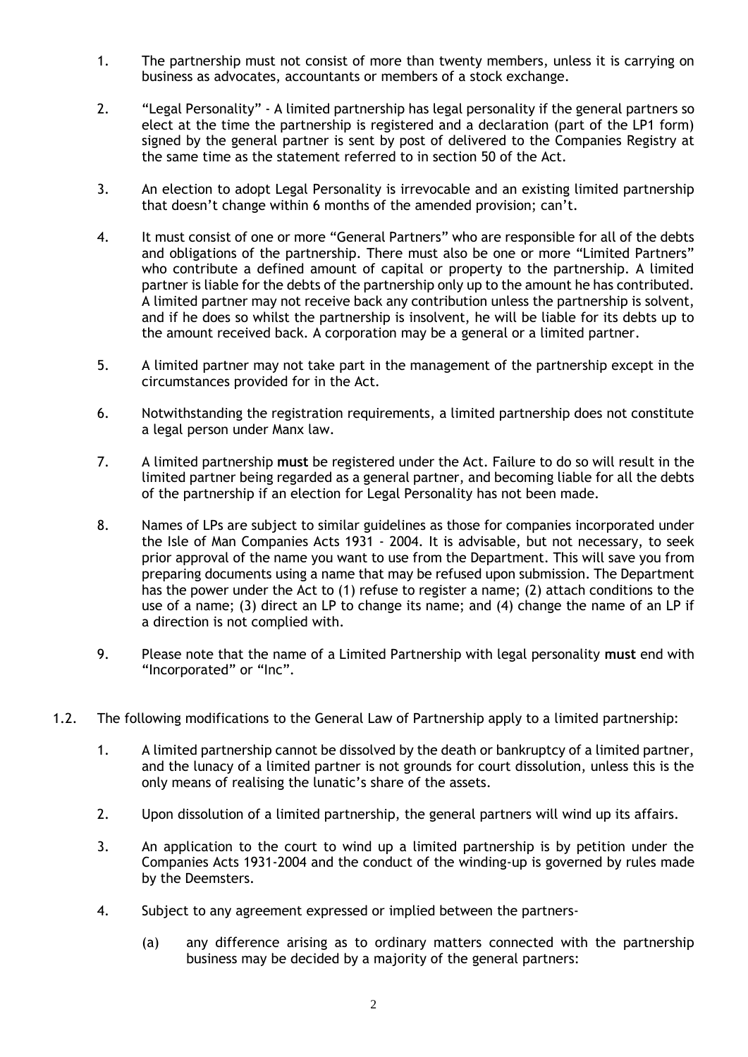1. The partnership must not consist of more than twenty members, unless it is carrying on business as advocates, accountants or members of a stock exchange.

2. "Legal Personality" - A limited partnership has legal personality if the general partners so elect at the time the partnership is registered and a declaration (part of the LP1 form) signed by the general partner is sent by post of delivered to the Companies Registry at the same time as the statement referred to in section 50 of the Act.

3. An election to adopt Legal Personality is irrevocable and an existing limited partnership that doesn't change within 6 months of the amended provision; can't.

4. It must consist of one or more "General Partners" who are responsible for all of the debts and obligations of the partnership. There must also be one or more "Limited Partners" who contribute a defined amount of capital or property to the partnership. A limited partner is liable for the debts of the partnership only up to the amount he has contributed. A limited partner may not receive back any contribution unless the partnership is solvent, and if he does so whilst the partnership is insolvent, he will be liable for its debts up to the amount received back. A corporation may be a general or a limited partner.

5. A limited partner may not take part in the management of the partnership except in the circumstances provided for in the Act.

6. Notwithstanding the registration requirements, a limited partnership does not constitute a legal person under Manx law.

7. A limited partnership **must** be registered under the Act. Failure to do so will result in the limited partner being regarded as a general partner, and becoming liable for all the debts of the partnership if an election for Legal Personality has not been made.

8. Names of LPs are subject to similar guidelines as those for companies incorporated under the Isle of Man Companies Acts 1931 - 2004. It is advisable, but not necessary, to seek prior approval of the name you want to use from the Department. This will save you from preparing documents using a name that may be refused upon submission. The Department has the power under the Act to (1) refuse to register a name; (2) attach conditions to the use of a name; (3) direct an LP to change its name; and (4) change the name of an LP if a direction is not complied with.

9. Please note that the name of a Limited Partnership with legal personality **must** end with "Incorporated" or "Inc".

1.2. The following modifications to the General Law of Partnership apply to a limited partnership:

   1. A limited partnership cannot be dissolved by the death or bankruptcy of a limited partner, and the lunacy of a limited partner is not grounds for court dissolution, unless this is the only means of realising the lunatic's share of the assets.

   2. Upon dissolution of a limited partnership, the general partners will wind up its affairs.

   3. An application to the court to wind up a limited partnership is by petition under the Companies Acts 1931-2004 and the conduct of the winding-up is governed by rules made by the Deemsters.

   4. Subject to any agreement expressed or implied between the partners-

      (a) any difference arising as to ordinary matters connected with the partnership business may be decided by a majority of the general partners: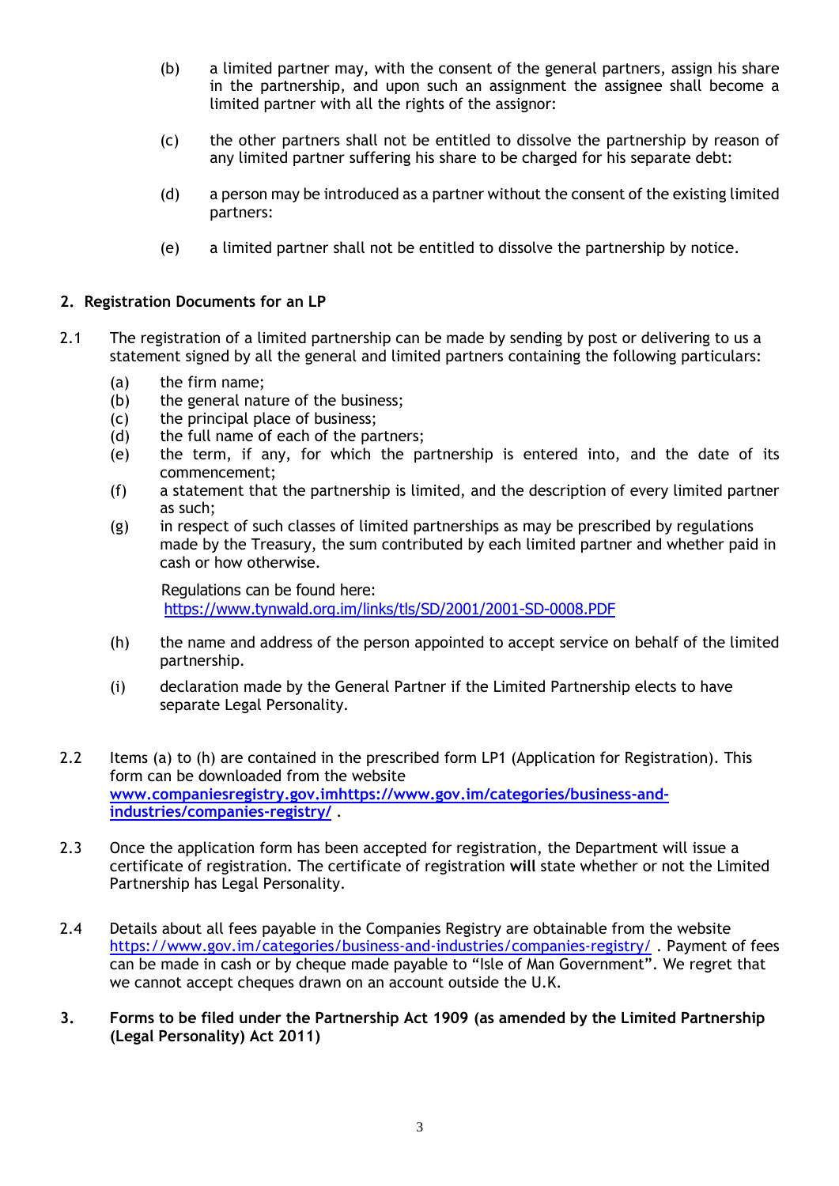(b) a limited partner may, with the consent of the general partners, assign his share in the partnership, and upon such an assignment the assignee shall become a limited partner with all the rights of the assignor:

(c) the other partners shall not be entitled to dissolve the partnership by reason of any limited partner suffering his share to be charged for his separate debt:

(d) a person may be introduced as a partner without the consent of the existing limited partners:

(e) a limited partner shall not be entitled to dissolve the partnership by notice.

## 2. Registration Documents for an LP

2.1 The registration of a limited partnership can be made by sending by post or delivering to us a statement signed by all the general and limited partners containing the following particulars:

(a) the firm name;
(b) the general nature of the business;
(c) the principal place of business;
(d) the full name of each of the partners;
(e) the term, if any, for which the partnership is entered into, and the date of its commencement;
(f) a statement that the partnership is limited, and the description of every limited partner as such;
(g) in respect of such classes of limited partnerships as may be prescribed by regulations made by the Treasury, the sum contributed by each limited partner and whether paid in cash or how otherwise.

Regulations can be found here: https://www.tynwald.org.im/links/tls/SD/2001/2001-SD-0008.PDF

(h) the name and address of the person appointed to accept service on behalf of the limited partnership.

(i) declaration made by the General Partner if the Limited Partnership elects to have separate Legal Personality.

2.2 Items (a) to (h) are contained in the prescribed form LP1 (Application for Registration). This form can be downloaded from the website **www.companiesregistry.gov.imhttps://www.gov.im/categories/business-and-industries/companies-registry/** .

2.3 Once the application form has been accepted for registration, the Department will issue a certificate of registration. The certificate of registration **will** state whether or not the Limited Partnership has Legal Personality.

2.4 Details about all fees payable in the Companies Registry are obtainable from the website https://www.gov.im/categories/business-and-industries/companies-registry/ . Payment of fees can be made in cash or by cheque made payable to "Isle of Man Government". We regret that we cannot accept cheques drawn on an account outside the U.K.

## 3. Forms to be filed under the Partnership Act 1909 (as amended by the Limited Partnership (Legal Personality) Act 2011)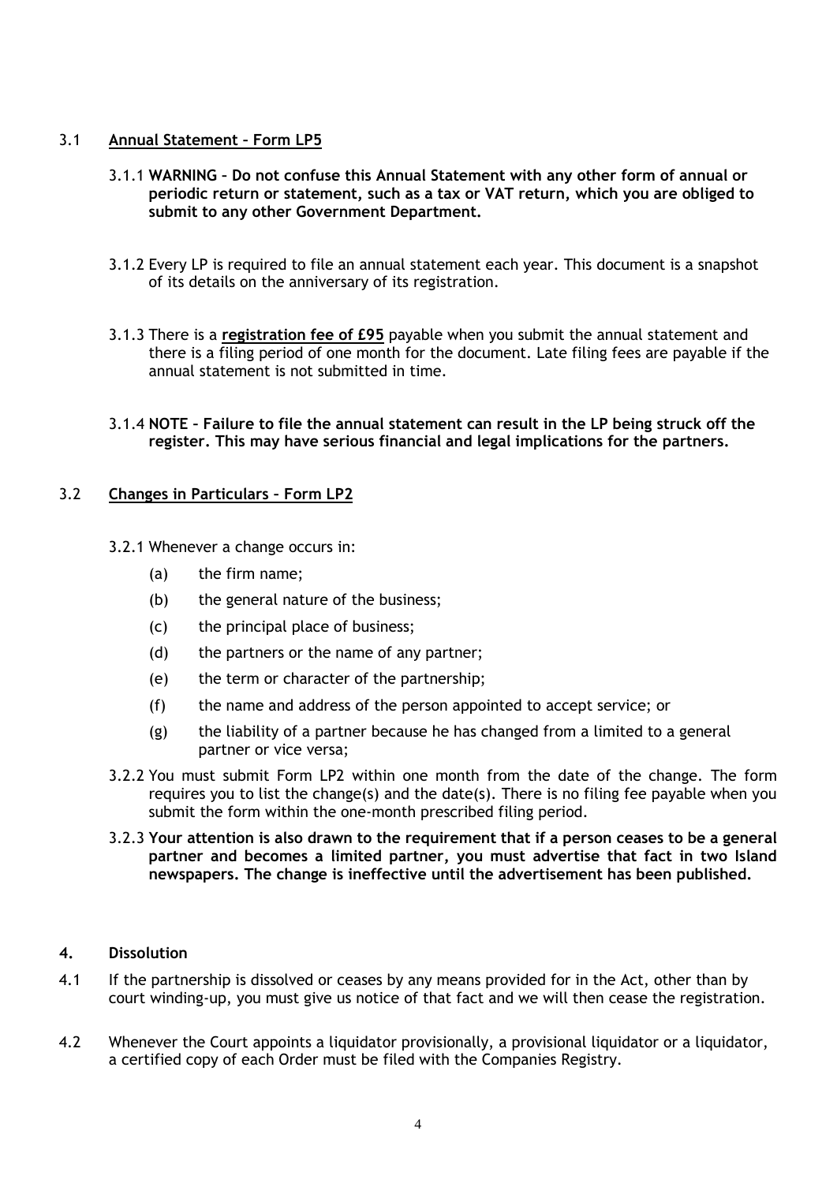### 3.1 Annual Statement – Form LP5

3.1.1 **WARNING – Do not confuse this Annual Statement with any other form of annual or periodic return or statement, such as a tax or VAT return, which you are obliged to submit to any other Government Department.**

3.1.2 Every LP is required to file an annual statement each year. This document is a snapshot of its details on the anniversary of its registration.

3.1.3 There is a **registration fee of £95** payable when you submit the annual statement and there is a filing period of one month for the document. Late filing fees are payable if the annual statement is not submitted in time.

3.1.4 **NOTE – Failure to file the annual statement can result in the LP being struck off the register. This may have serious financial and legal implications for the partners.**

### 3.2 Changes in Particulars – Form LP2

3.2.1 Whenever a change occurs in:

- (a) the firm name;
- (b) the general nature of the business;
- (c) the principal place of business;
- (d) the partners or the name of any partner;
- (e) the term or character of the partnership;
- (f) the name and address of the person appointed to accept service; or
- (g) the liability of a partner because he has changed from a limited to a general partner or vice versa;

3.2.2 You must submit Form LP2 within one month from the date of the change. The form requires you to list the change(s) and the date(s). There is no filing fee payable when you submit the form within the one-month prescribed filing period.

3.2.3 **Your attention is also drawn to the requirement that if a person ceases to be a general partner and becomes a limited partner, you must advertise that fact in two Island newspapers. The change is ineffective until the advertisement has been published.**

## 4. Dissolution

4.1 If the partnership is dissolved or ceases by any means provided for in the Act, other than by court winding-up, you must give us notice of that fact and we will then cease the registration.

4.2 Whenever the Court appoints a liquidator provisionally, a provisional liquidator or a liquidator, a certified copy of each Order must be filed with the Companies Registry.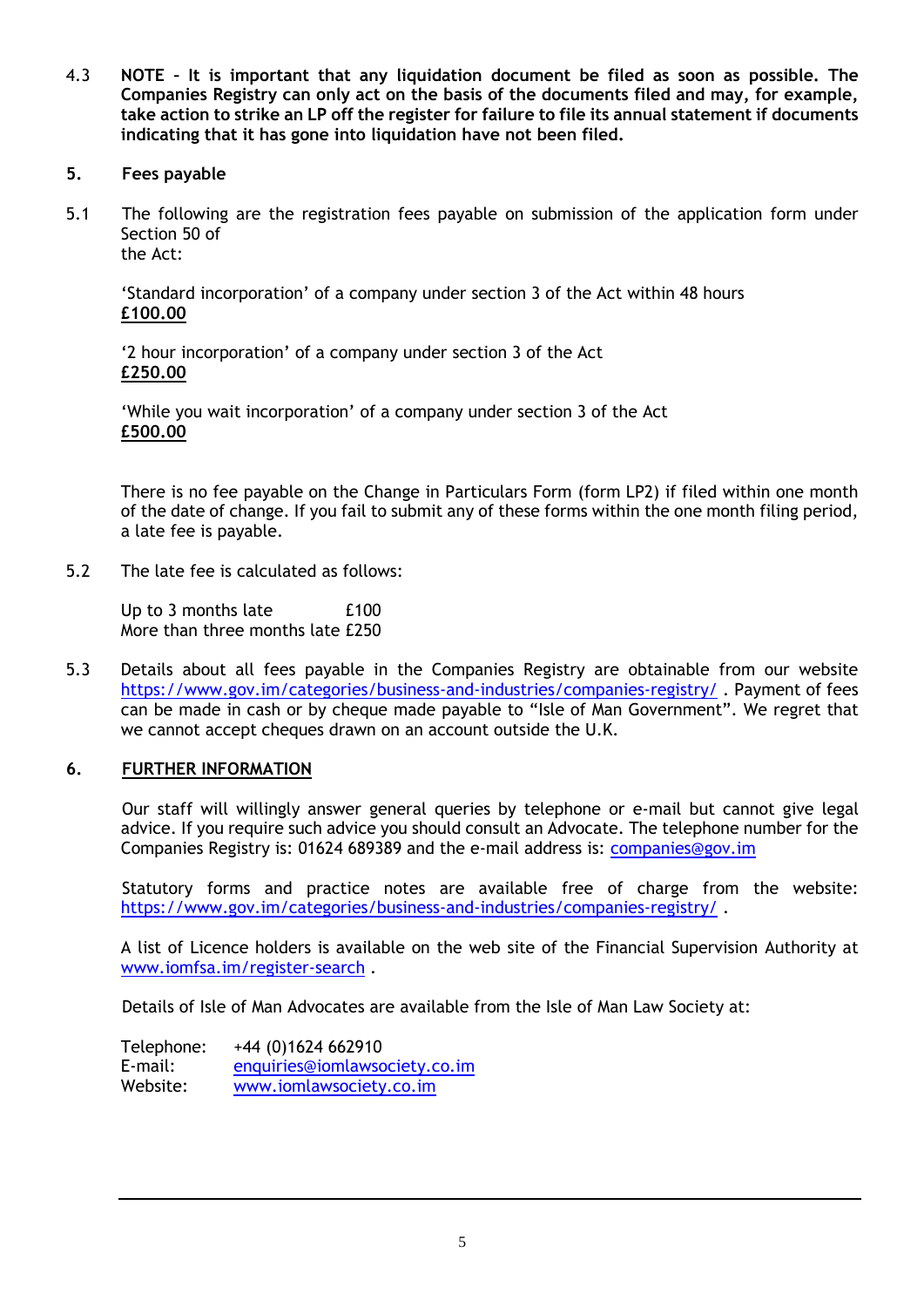4.3 **NOTE – It is important that any liquidation document be filed as soon as possible. The Companies Registry can only act on the basis of the documents filed and may, for example, take action to strike an LP off the register for failure to file its annual statement if documents indicating that it has gone into liquidation have not been filed.**

## 5. Fees payable

5.1 The following are the registration fees payable on submission of the application form under Section 50 of the Act:

'Standard incorporation' of a company under section 3 of the Act within 48 hours
**£100.00**

'2 hour incorporation' of a company under section 3 of the Act
**£250.00**

'While you wait incorporation' of a company under section 3 of the Act
**£500.00**

There is no fee payable on the Change in Particulars Form (form LP2) if filed within one month of the date of change. If you fail to submit any of these forms within the one month filing period, a late fee is payable.

5.2 The late fee is calculated as follows:

Up to 3 months late £100
More than three months late £250

5.3 Details about all fees payable in the Companies Registry are obtainable from our website https://www.gov.im/categories/business-and-industries/companies-registry/ . Payment of fees can be made in cash or by cheque made payable to "Isle of Man Government". We regret that we cannot accept cheques drawn on an account outside the U.K.

## 6. FURTHER INFORMATION

Our staff will willingly answer general queries by telephone or e-mail but cannot give legal advice. If you require such advice you should consult an Advocate. The telephone number for the Companies Registry is: 01624 689389 and the e-mail address is: companies@gov.im

Statutory forms and practice notes are available free of charge from the website: https://www.gov.im/categories/business-and-industries/companies-registry/ .

A list of Licence holders is available on the web site of the Financial Supervision Authority at www.iomfsa.im/register-search .

Details of Isle of Man Advocates are available from the Isle of Man Law Society at:

Telephone: +44 (0)1624 662910
E-mail: enquiries@iomlawsociety.co.im
Website: www.iomlawsociety.co.im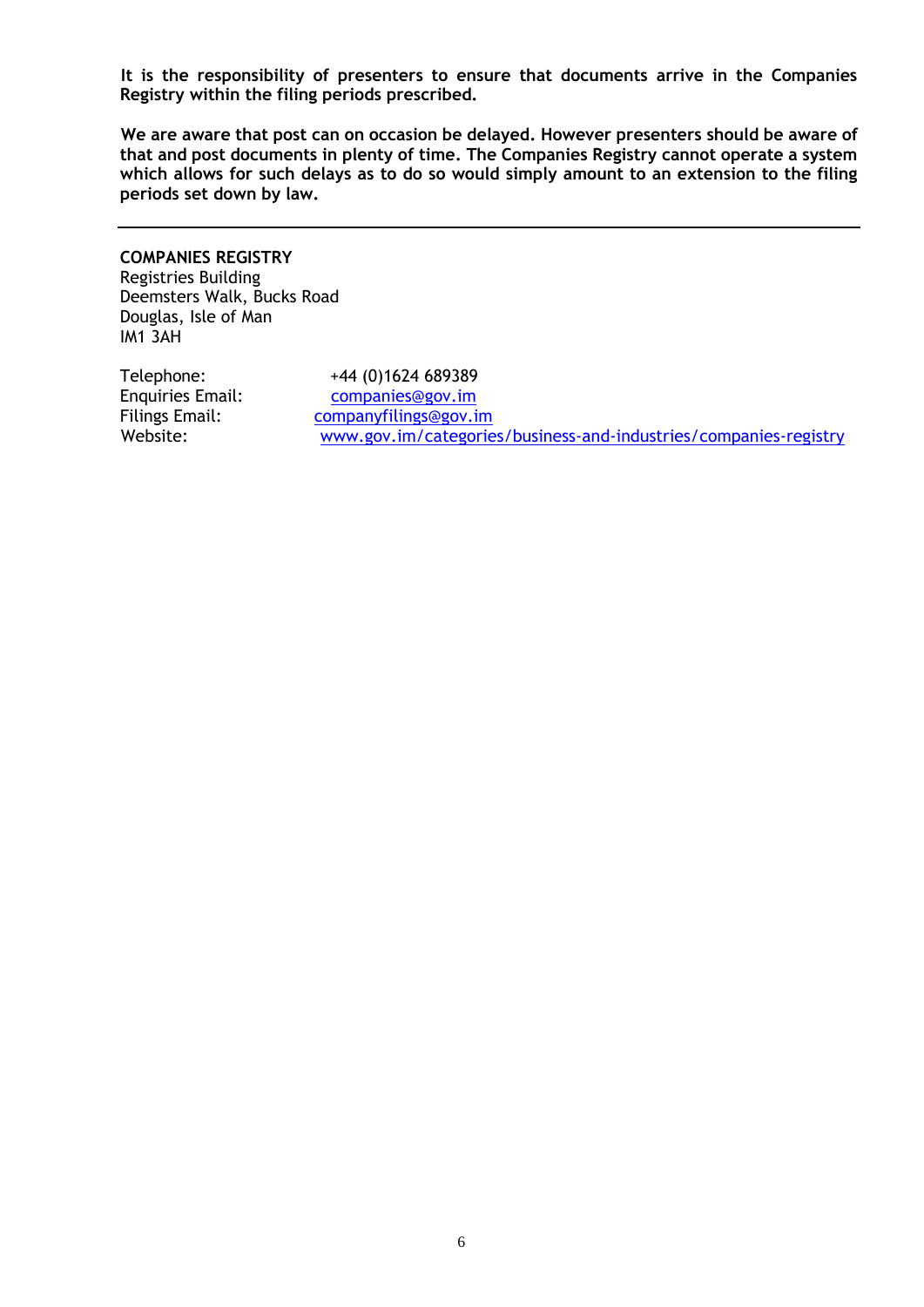**It is the responsibility of presenters to ensure that documents arrive in the Companies Registry within the filing periods prescribed.**

**We are aware that post can on occasion be delayed. However presenters should be aware of that and post documents in plenty of time. The Companies Registry cannot operate a system which allows for such delays as to do so would simply amount to an extension to the filing periods set down by law.**

---

**COMPANIES REGISTRY**
Registries Building
Deemsters Walk, Bucks Road
Douglas, Isle of Man
IM1 3AH

Telephone: +44 (0)1624 689389
Enquiries Email: companies@gov.im
Filings Email: companyfilings@gov.im
Website: www.gov.im/categories/business-and-industries/companies-registry